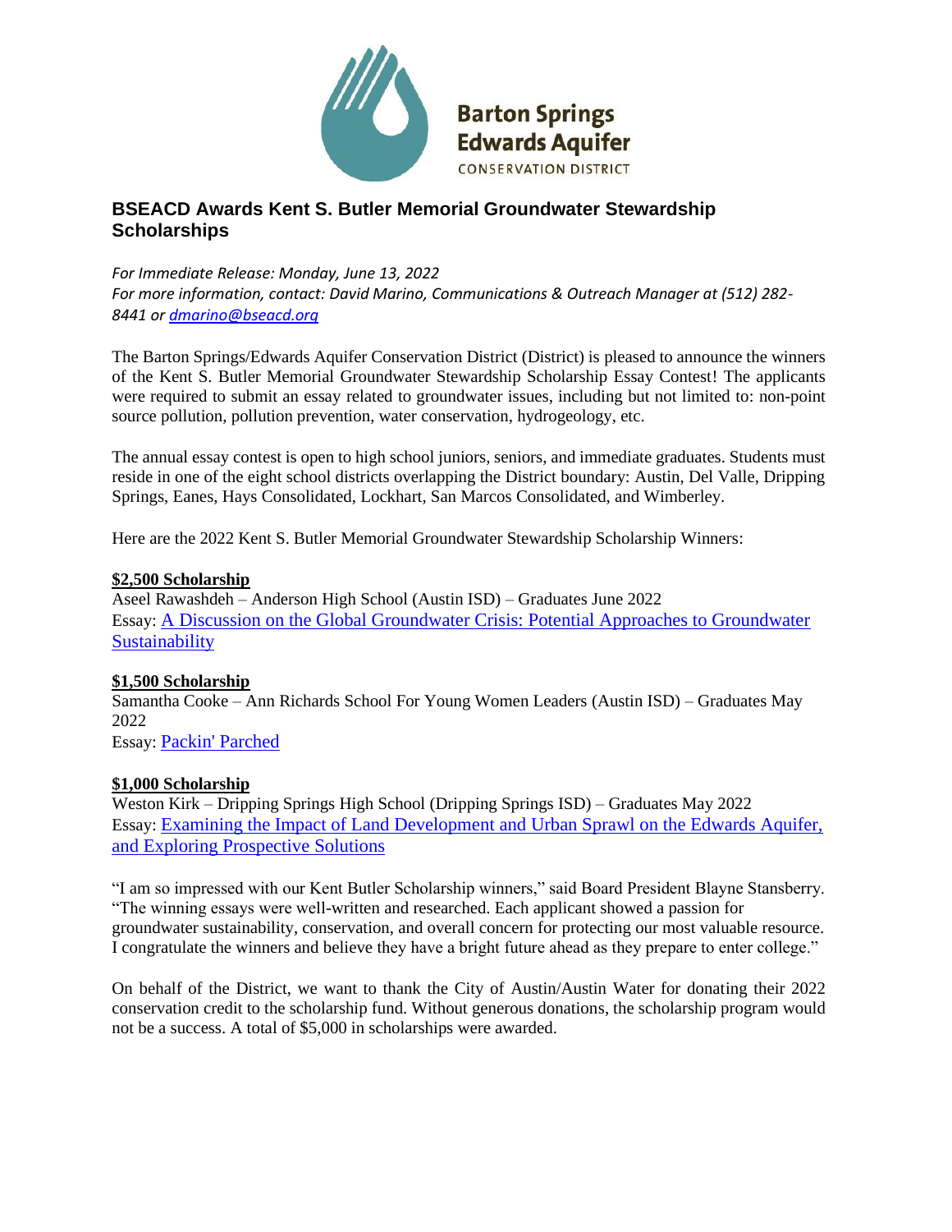Barton Springs
Edwards Aquifer
CONSERVATION DISTRICT

## BSEACD Awards Kent S. Butler Memorial Groundwater Stewardship Scholarships

*For Immediate Release: Monday, June 13, 2022*
*For more information, contact: David Marino, Communications & Outreach Manager at (512) 282-8441 or dmarino@bseacd.org*

The Barton Springs/Edwards Aquifer Conservation District (District) is pleased to announce the winners of the Kent S. Butler Memorial Groundwater Stewardship Scholarship Essay Contest! The applicants were required to submit an essay related to groundwater issues, including but not limited to: non-point source pollution, pollution prevention, water conservation, hydrogeology, etc.

The annual essay contest is open to high school juniors, seniors, and immediate graduates. Students must reside in one of the eight school districts overlapping the District boundary: Austin, Del Valle, Dripping Springs, Eanes, Hays Consolidated, Lockhart, San Marcos Consolidated, and Wimberley.

Here are the 2022 Kent S. Butler Memorial Groundwater Stewardship Scholarship Winners:

**$2,500 Scholarship**
Aseel Rawashdeh – Anderson High School (Austin ISD) – Graduates June 2022
Essay: A Discussion on the Global Groundwater Crisis: Potential Approaches to Groundwater Sustainability

**$1,500 Scholarship**
Samantha Cooke – Ann Richards School For Young Women Leaders (Austin ISD) – Graduates May 2022
Essay: Packin' Parched

**$1,000 Scholarship**
Weston Kirk – Dripping Springs High School (Dripping Springs ISD) – Graduates May 2022
Essay: Examining the Impact of Land Development and Urban Sprawl on the Edwards Aquifer, and Exploring Prospective Solutions

"I am so impressed with our Kent Butler Scholarship winners," said Board President Blayne Stansberry. "The winning essays were well-written and researched. Each applicant showed a passion for groundwater sustainability, conservation, and overall concern for protecting our most valuable resource. I congratulate the winners and believe they have a bright future ahead as they prepare to enter college."

On behalf of the District, we want to thank the City of Austin/Austin Water for donating their 2022 conservation credit to the scholarship fund. Without generous donations, the scholarship program would not be a success. A total of $5,000 in scholarships were awarded.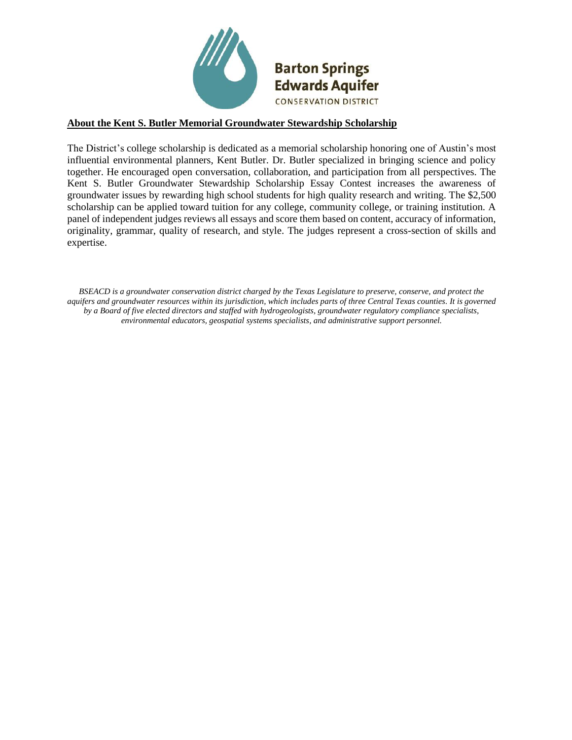Barton Springs
Edwards Aquifer
CONSERVATION DISTRICT

**About the Kent S. Butler Memorial Groundwater Stewardship Scholarship**

The District's college scholarship is dedicated as a memorial scholarship honoring one of Austin's most influential environmental planners, Kent Butler. Dr. Butler specialized in bringing science and policy together. He encouraged open conversation, collaboration, and participation from all perspectives. The Kent S. Butler Groundwater Stewardship Scholarship Essay Contest increases the awareness of groundwater issues by rewarding high school students for high quality research and writing. The $2,500 scholarship can be applied toward tuition for any college, community college, or training institution. A panel of independent judges reviews all essays and score them based on content, accuracy of information, originality, grammar, quality of research, and style. The judges represent a cross-section of skills and expertise.

*BSEACD is a groundwater conservation district charged by the Texas Legislature to preserve, conserve, and protect the aquifers and groundwater resources within its jurisdiction, which includes parts of three Central Texas counties. It is governed by a Board of five elected directors and staffed with hydrogeologists, groundwater regulatory compliance specialists, environmental educators, geospatial systems specialists, and administrative support personnel.*